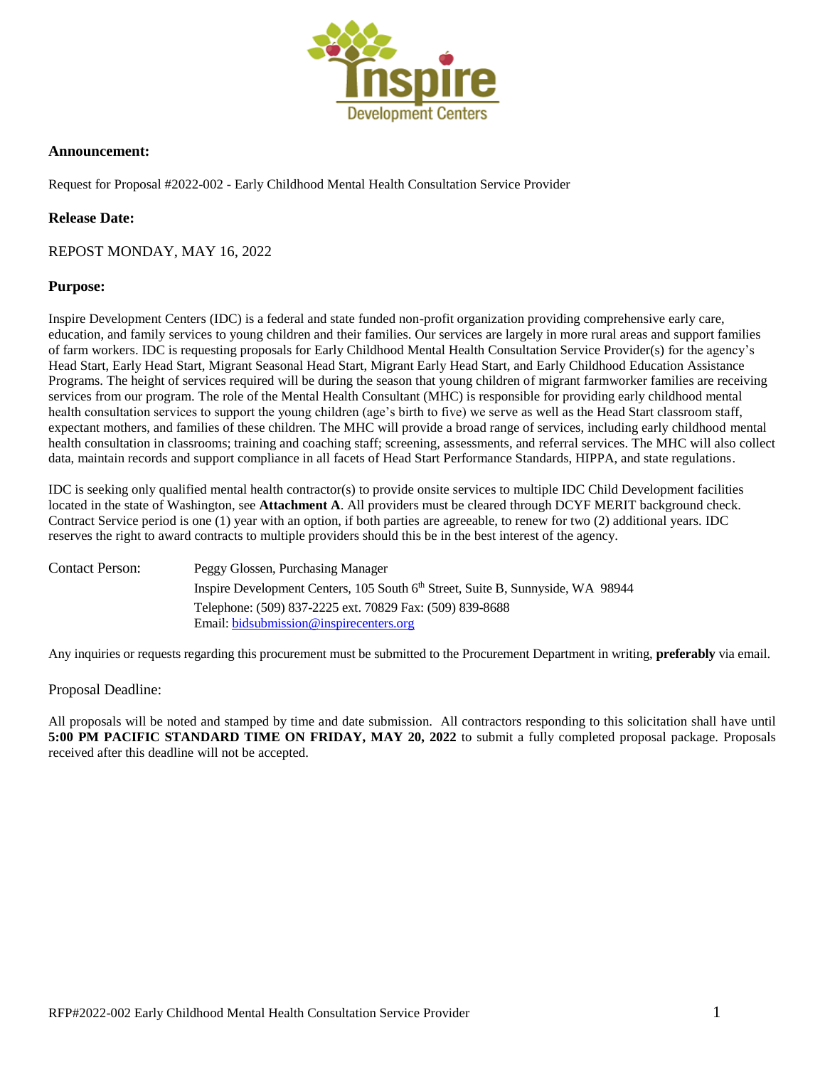**Announcement:**

Request for Proposal #2022-002 - Early Childhood Mental Health Consultation Service Provider

**Release Date:**

REPOST MONDAY, MAY 16, 2022

**Purpose:**

Inspire Development Centers (IDC) is a federal and state funded non-profit organization providing comprehensive early care, education, and family services to young children and their families. Our services are largely in more rural areas and support families of farm workers. IDC is requesting proposals for Early Childhood Mental Health Consultation Service Provider(s) for the agency's Head Start, Early Head Start, Migrant Seasonal Head Start, Migrant Early Head Start, and Early Childhood Education Assistance Programs. The height of services required will be during the season that young children of migrant farmworker families are receiving services from our program. The role of the Mental Health Consultant (MHC) is responsible for providing early childhood mental health consultation services to support the young children (age's birth to five) we serve as well as the Head Start classroom staff, expectant mothers, and families of these children. The MHC will provide a broad range of services, including early childhood mental health consultation in classrooms; training and coaching staff; screening, assessments, and referral services. The MHC will also collect data, maintain records and support compliance in all facets of Head Start Performance Standards, HIPPA, and state regulations.

IDC is seeking only qualified mental health contractor(s) to provide onsite services to multiple IDC Child Development facilities located in the state of Washington, see **Attachment A**. All providers must be cleared through DCYF MERIT background check. Contract Service period is one (1) year with an option, if both parties are agreeable, to renew for two (2) additional years. IDC reserves the right to award contracts to multiple providers should this be in the best interest of the agency.

Contact Person: Peggy Glossen, Purchasing Manager
Inspire Development Centers, 105 South 6th Street, Suite B, Sunnyside, WA 98944
Telephone: (509) 837-2225 ext. 70829 Fax: (509) 839-8688
Email: bidsubmission@inspirecenters.org

Any inquiries or requests regarding this procurement must be submitted to the Procurement Department in writing, **preferably** via email.

Proposal Deadline:

All proposals will be noted and stamped by time and date submission. All contractors responding to this solicitation shall have until **5:00 PM PACIFIC STANDARD TIME ON FRIDAY, MAY 20, 2022** to submit a fully completed proposal package. Proposals received after this deadline will not be accepted.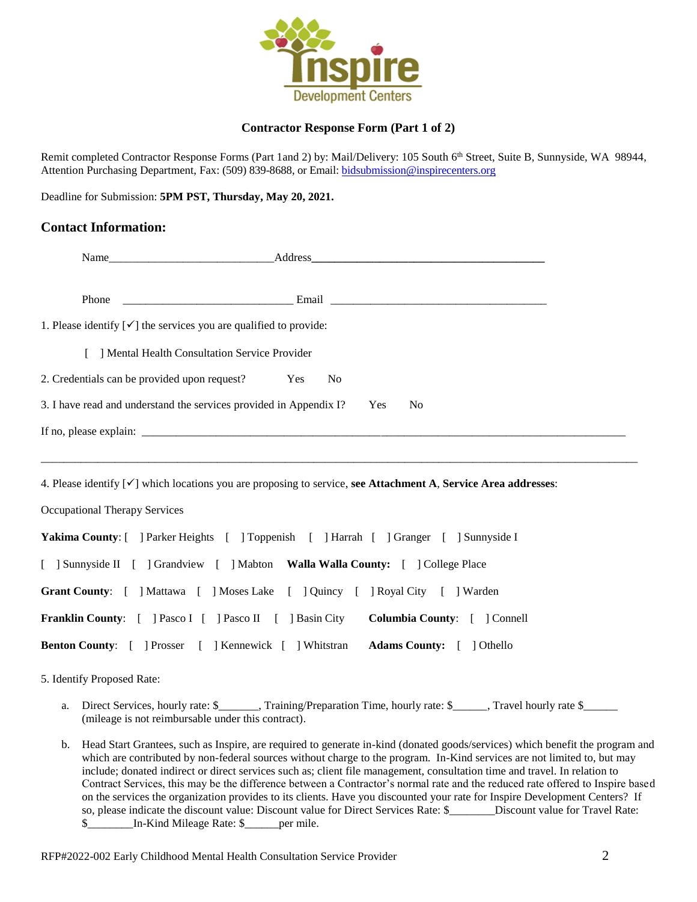**Contractor Response Form (Part 1 of 2)**

Remit completed Contractor Response Forms (Part 1and 2) by: Mail/Delivery: 105 South 6th Street, Suite B, Sunnyside, WA 98944, Attention Purchasing Department, Fax: (509) 839-8688, or Email: bidsubmission@inspirecenters.org

Deadline for Submission: **5PM PST, Thursday, May 20, 2021.**

## Contact Information:

Name_____________________________Address_________________________________________

Phone ______________________________ Email ______________________________________

1. Please identify [✓] the services you are qualified to provide:

[ ] Mental Health Consultation Service Provider

2. Credentials can be provided upon request? Yes No

3. I have read and understand the services provided in Appendix I? Yes No

If no, please explain: ___________________________________________________________________________________

_____________________________________________________________________________________________________

4. Please identify [✓] which locations you are proposing to service, **see Attachment A**, **Service Area addresses**:

Occupational Therapy Services

**Yakima County**: [ ] Parker Heights [ ] Toppenish [ ] Harrah [ ] Granger [ ] Sunnyside I [ ] Sunnyside II [ ] Grandview [ ] Mabton **Walla Walla County:** [ ] College Place

**Grant County**: [ ] Mattawa [ ] Moses Lake [ ] Quincy [ ] Royal City [ ] Warden

**Franklin County**: [ ] Pasco I [ ] Pasco II [ ] Basin City **Columbia County**: [ ] Connell

**Benton County**: [ ] Prosser [ ] Kennewick [ ] Whitstran **Adams County:** [ ] Othello

5. Identify Proposed Rate:

a. Direct Services, hourly rate: $_______, Training/Preparation Time, hourly rate: $______, Travel hourly rate $______ (mileage is not reimbursable under this contract).

b. Head Start Grantees, such as Inspire, are required to generate in-kind (donated goods/services) which benefit the program and which are contributed by non-federal sources without charge to the program. In-Kind services are not limited to, but may include; donated indirect or direct services such as; client file management, consultation time and travel. In relation to Contract Services, this may be the difference between a Contractor's normal rate and the reduced rate offered to Inspire based on the services the organization provides to its clients. Have you discounted your rate for Inspire Development Centers? If so, please indicate the discount value: Discount value for Direct Services Rate: $________Discount value for Travel Rate: $________In-Kind Mileage Rate: $______per mile.

RFP#2022-002 Early Childhood Mental Health Consultation Service Provider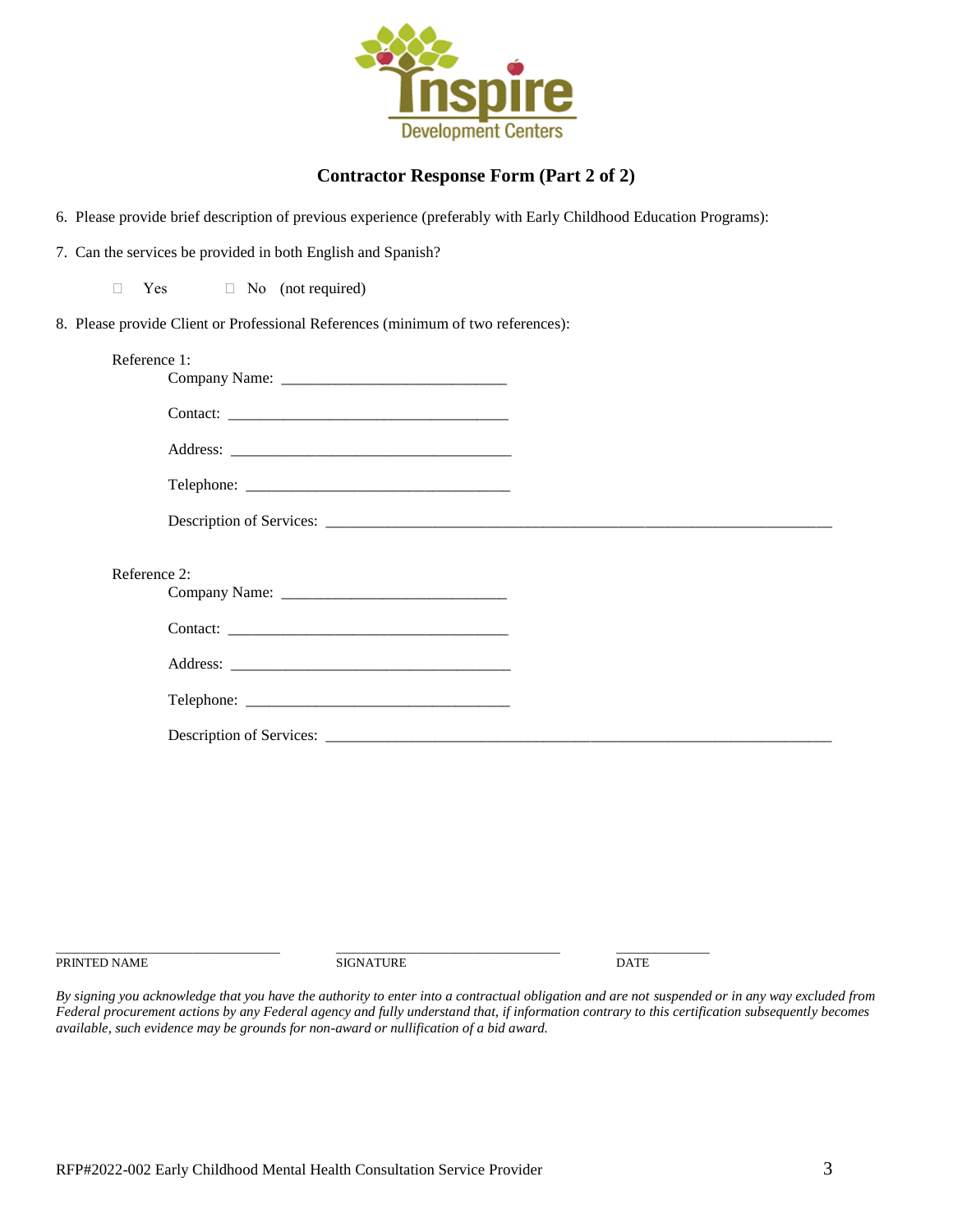## Contractor Response Form (Part 2 of 2)

6. Please provide brief description of previous experience (preferably with Early Childhood Education Programs):

7. Can the services be provided in both English and Spanish?

   ☐ Yes ☐ No (not required)

8. Please provide Client or Professional References (minimum of two references):

   Reference 1:

   Company Name: ____________________________

   Contact: ____________________________________

   Address: ____________________________________

   Telephone: __________________________________

   Description of Services: ___________________________________________________________________

   Reference 2:

   Company Name: ____________________________

   Contact: ____________________________________

   Address: ____________________________________

   Telephone: __________________________________

   Description of Services: ___________________________________________________________________

______________________________ ______________________________ ____________

PRINTED NAME SIGNATURE DATE

*By signing you acknowledge that you have the authority to enter into a contractual obligation and are not suspended or in any way excluded from Federal procurement actions by any Federal agency and fully understand that, if information contrary to this certification subsequently becomes available, such evidence may be grounds for non-award or nullification of a bid award.*

RFP#2022-002 Early Childhood Mental Health Consultation Service Provider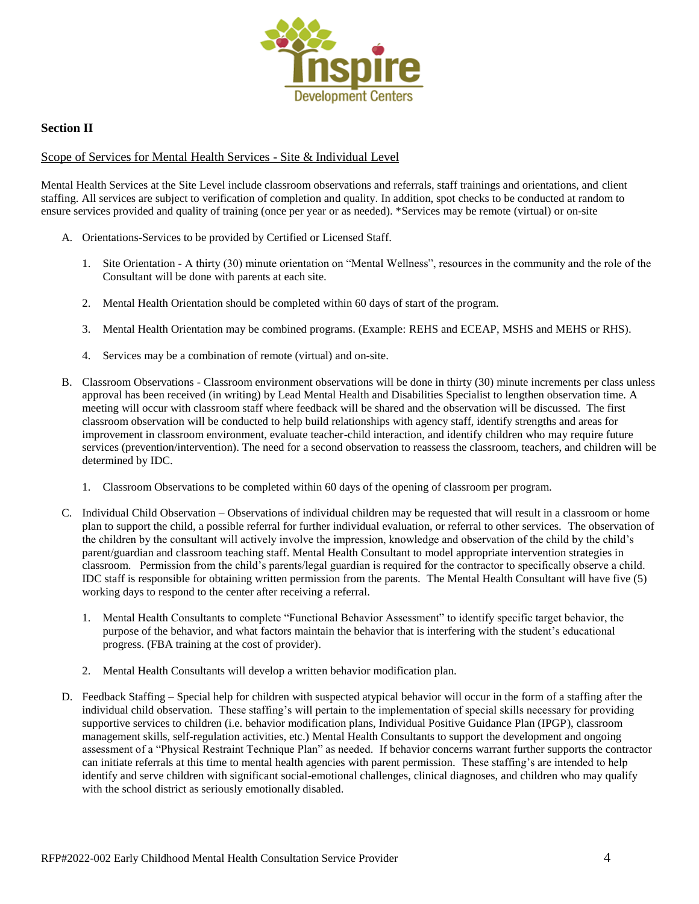## Section II

<u>Scope of Services for Mental Health Services - Site & Individual Level</u>

Mental Health Services at the Site Level include classroom observations and referrals, staff trainings and orientations, and client staffing. All services are subject to verification of completion and quality. In addition, spot checks to be conducted at random to ensure services provided and quality of training (once per year or as needed). *Services may be remote (virtual) or on-site

A. Orientations-Services to be provided by Certified or Licensed Staff.

   1. Site Orientation - A thirty (30) minute orientation on "Mental Wellness", resources in the community and the role of the Consultant will be done with parents at each site.

   2. Mental Health Orientation should be completed within 60 days of start of the program.

   3. Mental Health Orientation may be combined programs. (Example: REHS and ECEAP, MSHS and MEHS or RHS).

   4. Services may be a combination of remote (virtual) and on-site.

B. Classroom Observations - Classroom environment observations will be done in thirty (30) minute increments per class unless approval has been received (in writing) by Lead Mental Health and Disabilities Specialist to lengthen observation time. A meeting will occur with classroom staff where feedback will be shared and the observation will be discussed. The first classroom observation will be conducted to help build relationships with agency staff, identify strengths and areas for improvement in classroom environment, evaluate teacher-child interaction, and identify children who may require future services (prevention/intervention). The need for a second observation to reassess the classroom, teachers, and children will be determined by IDC.

   1. Classroom Observations to be completed within 60 days of the opening of classroom per program.

C. Individual Child Observation – Observations of individual children may be requested that will result in a classroom or home plan to support the child, a possible referral for further individual evaluation, or referral to other services. The observation of the children by the consultant will actively involve the impression, knowledge and observation of the child by the child's parent/guardian and classroom teaching staff. Mental Health Consultant to model appropriate intervention strategies in classroom. Permission from the child's parents/legal guardian is required for the contractor to specifically observe a child. IDC staff is responsible for obtaining written permission from the parents. The Mental Health Consultant will have five (5) working days to respond to the center after receiving a referral.

   1. Mental Health Consultants to complete "Functional Behavior Assessment" to identify specific target behavior, the purpose of the behavior, and what factors maintain the behavior that is interfering with the student's educational progress. (FBA training at the cost of provider).

   2. Mental Health Consultants will develop a written behavior modification plan.

D. Feedback Staffing – Special help for children with suspected atypical behavior will occur in the form of a staffing after the individual child observation. These staffing's will pertain to the implementation of special skills necessary for providing supportive services to children (i.e. behavior modification plans, Individual Positive Guidance Plan (IPGP), classroom management skills, self-regulation activities, etc.) Mental Health Consultants to support the development and ongoing assessment of a "Physical Restraint Technique Plan" as needed. If behavior concerns warrant further supports the contractor can initiate referrals at this time to mental health agencies with parent permission. These staffing's are intended to help identify and serve children with significant social-emotional challenges, clinical diagnoses, and children who may qualify with the school district as seriously emotionally disabled.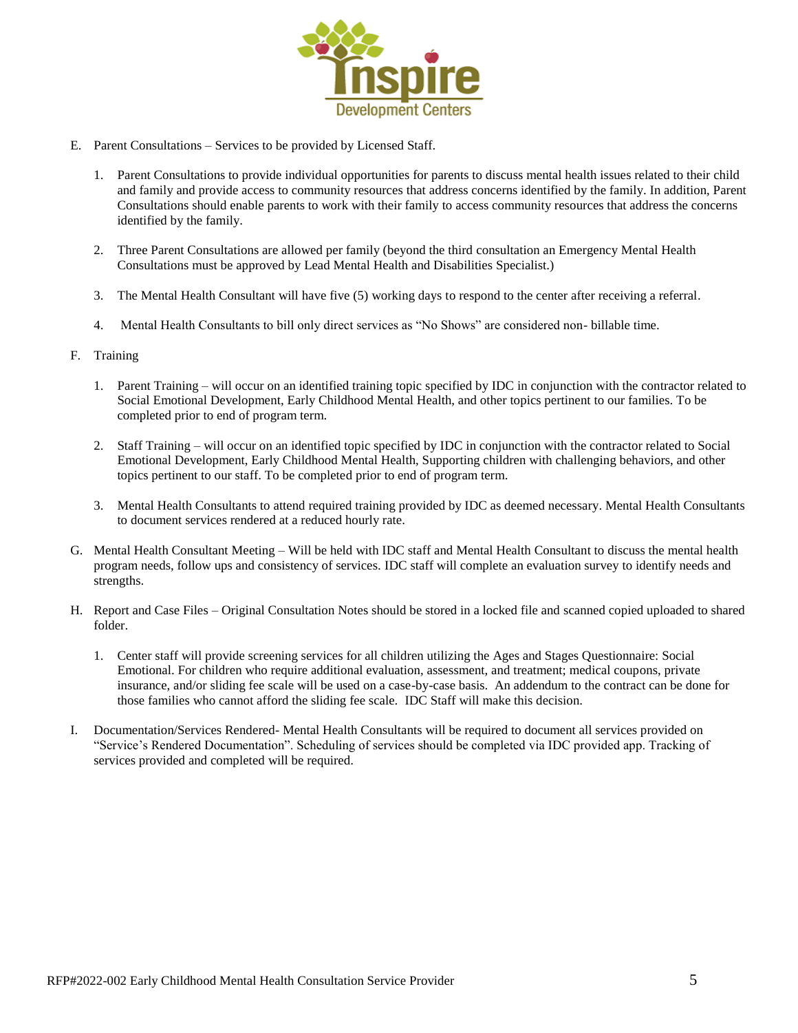E. Parent Consultations – Services to be provided by Licensed Staff.

   1. Parent Consultations to provide individual opportunities for parents to discuss mental health issues related to their child and family and provide access to community resources that address concerns identified by the family. In addition, Parent Consultations should enable parents to work with their family to access community resources that address the concerns identified by the family.

   2. Three Parent Consultations are allowed per family (beyond the third consultation an Emergency Mental Health Consultations must be approved by Lead Mental Health and Disabilities Specialist.)

   3. The Mental Health Consultant will have five (5) working days to respond to the center after receiving a referral.

   4. Mental Health Consultants to bill only direct services as "No Shows" are considered non- billable time.

F. Training

   1. Parent Training – will occur on an identified training topic specified by IDC in conjunction with the contractor related to Social Emotional Development, Early Childhood Mental Health, and other topics pertinent to our families. To be completed prior to end of program term.

   2. Staff Training – will occur on an identified topic specified by IDC in conjunction with the contractor related to Social Emotional Development, Early Childhood Mental Health, Supporting children with challenging behaviors, and other topics pertinent to our staff. To be completed prior to end of program term.

   3. Mental Health Consultants to attend required training provided by IDC as deemed necessary. Mental Health Consultants to document services rendered at a reduced hourly rate.

G. Mental Health Consultant Meeting – Will be held with IDC staff and Mental Health Consultant to discuss the mental health program needs, follow ups and consistency of services. IDC staff will complete an evaluation survey to identify needs and strengths.

H. Report and Case Files – Original Consultation Notes should be stored in a locked file and scanned copied uploaded to shared folder.

   1. Center staff will provide screening services for all children utilizing the Ages and Stages Questionnaire: Social Emotional. For children who require additional evaluation, assessment, and treatment; medical coupons, private insurance, and/or sliding fee scale will be used on a case-by-case basis. An addendum to the contract can be done for those families who cannot afford the sliding fee scale. IDC Staff will make this decision.

I. Documentation/Services Rendered- Mental Health Consultants will be required to document all services provided on "Service's Rendered Documentation". Scheduling of services should be completed via IDC provided app. Tracking of services provided and completed will be required.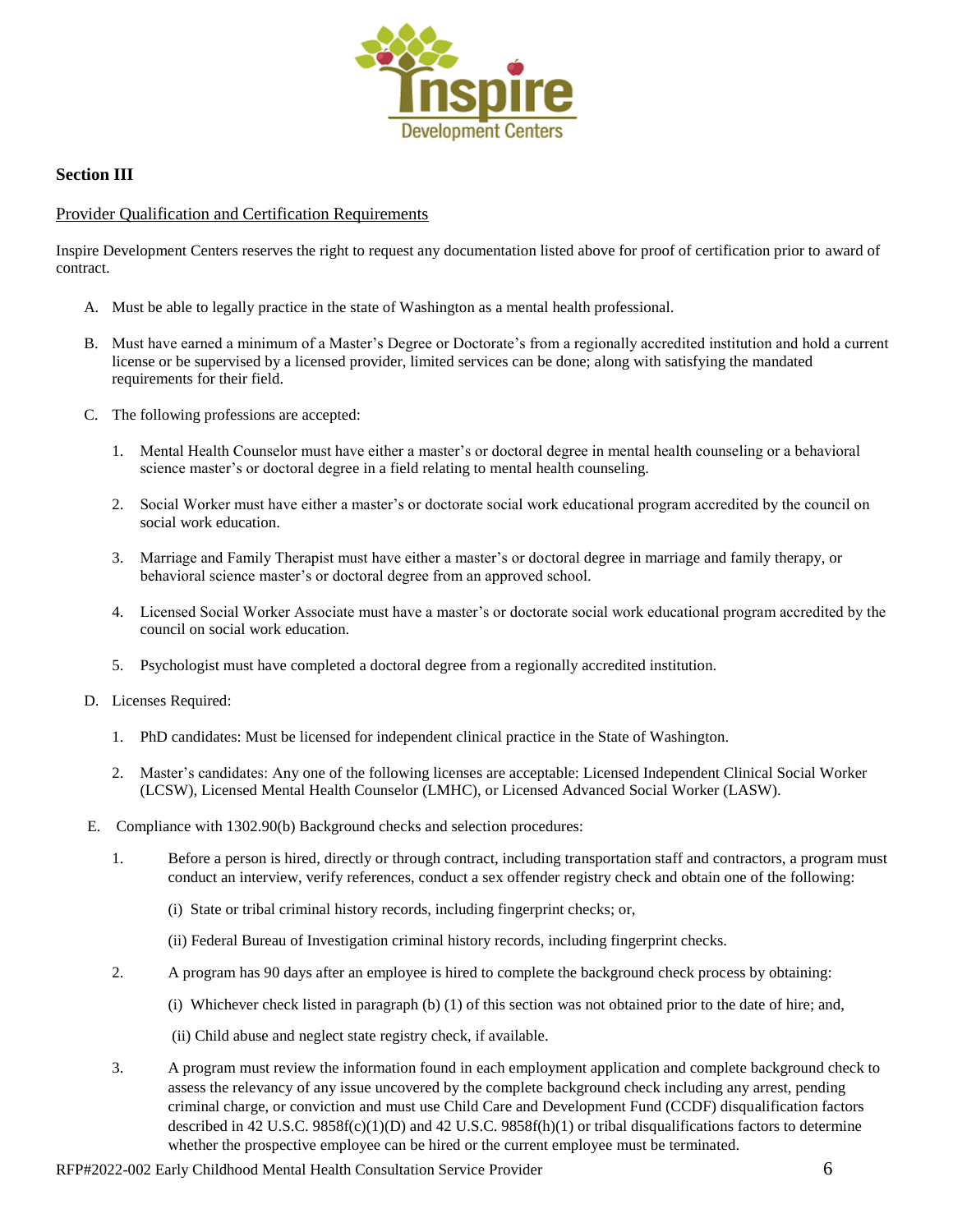## Section III

Provider Qualification and Certification Requirements

Inspire Development Centers reserves the right to request any documentation listed above for proof of certification prior to award of contract.

A. Must be able to legally practice in the state of Washington as a mental health professional.

B. Must have earned a minimum of a Master's Degree or Doctorate's from a regionally accredited institution and hold a current license or be supervised by a licensed provider, limited services can be done; along with satisfying the mandated requirements for their field.

C. The following professions are accepted:

1. Mental Health Counselor must have either a master's or doctoral degree in mental health counseling or a behavioral science master's or doctoral degree in a field relating to mental health counseling.

2. Social Worker must have either a master's or doctorate social work educational program accredited by the council on social work education.

3. Marriage and Family Therapist must have either a master's or doctoral degree in marriage and family therapy, or behavioral science master's or doctoral degree from an approved school.

4. Licensed Social Worker Associate must have a master's or doctorate social work educational program accredited by the council on social work education.

5. Psychologist must have completed a doctoral degree from a regionally accredited institution.

D. Licenses Required:

1. PhD candidates: Must be licensed for independent clinical practice in the State of Washington.

2. Master's candidates: Any one of the following licenses are acceptable: Licensed Independent Clinical Social Worker (LCSW), Licensed Mental Health Counselor (LMHC), or Licensed Advanced Social Worker (LASW).

E. Compliance with 1302.90(b) Background checks and selection procedures:

1. Before a person is hired, directly or through contract, including transportation staff and contractors, a program must conduct an interview, verify references, conduct a sex offender registry check and obtain one of the following:

   (i) State or tribal criminal history records, including fingerprint checks; or,

   (ii) Federal Bureau of Investigation criminal history records, including fingerprint checks.

2. A program has 90 days after an employee is hired to complete the background check process by obtaining:

   (i) Whichever check listed in paragraph (b) (1) of this section was not obtained prior to the date of hire; and,

   (ii) Child abuse and neglect state registry check, if available.

3. A program must review the information found in each employment application and complete background check to assess the relevancy of any issue uncovered by the complete background check including any arrest, pending criminal charge, or conviction and must use Child Care and Development Fund (CCDF) disqualification factors described in 42 U.S.C. 9858f(c)(1)(D) and 42 U.S.C. 9858f(h)(1) or tribal disqualifications factors to determine whether the prospective employee can be hired or the current employee must be terminated.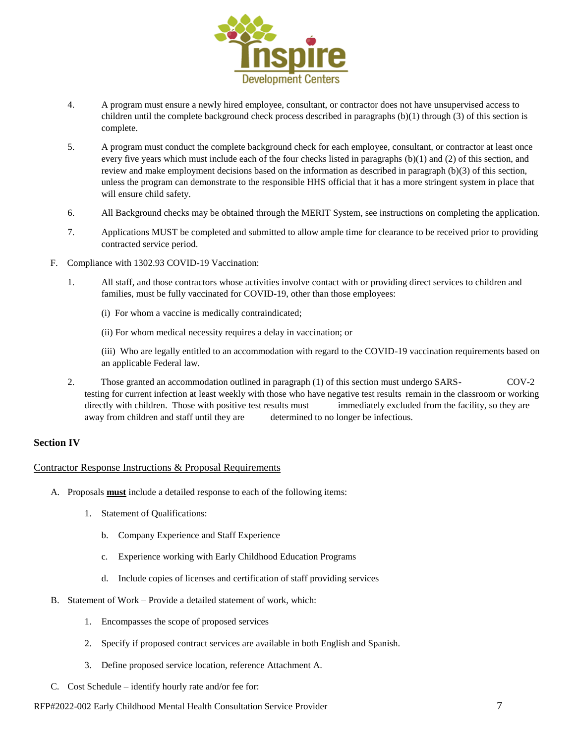4. A program must ensure a newly hired employee, consultant, or contractor does not have unsupervised access to children until the complete background check process described in paragraphs (b)(1) through (3) of this section is complete.

5. A program must conduct the complete background check for each employee, consultant, or contractor at least once every five years which must include each of the four checks listed in paragraphs (b)(1) and (2) of this section, and review and make employment decisions based on the information as described in paragraph (b)(3) of this section, unless the program can demonstrate to the responsible HHS official that it has a more stringent system in place that will ensure child safety.

6. All Background checks may be obtained through the MERIT System, see instructions on completing the application.

7. Applications MUST be completed and submitted to allow ample time for clearance to be received prior to providing contracted service period.

F. Compliance with 1302.93 COVID-19 Vaccination:

1. All staff, and those contractors whose activities involve contact with or providing direct services to children and families, must be fully vaccinated for COVID-19, other than those employees:

   (i) For whom a vaccine is medically contraindicated;

   (ii) For whom medical necessity requires a delay in vaccination; or

   (iii) Who are legally entitled to an accommodation with regard to the COVID-19 vaccination requirements based on an applicable Federal law.

2. Those granted an accommodation outlined in paragraph (1) of this section must undergo SARS- COV-2 testing for current infection at least weekly with those who have negative test results remain in the classroom or working directly with children. Those with positive test results must immediately excluded from the facility, so they are away from children and staff until they are determined to no longer be infectious.

## Section IV

<u>Contractor Response Instructions & Proposal Requirements</u>

A. Proposals **<u>must</u>** include a detailed response to each of the following items:

   1. Statement of Qualifications:

      b. Company Experience and Staff Experience

      c. Experience working with Early Childhood Education Programs

      d. Include copies of licenses and certification of staff providing services

B. Statement of Work – Provide a detailed statement of work, which:

   1. Encompasses the scope of proposed services

   2. Specify if proposed contract services are available in both English and Spanish.

   3. Define proposed service location, reference Attachment A.

C. Cost Schedule – identify hourly rate and/or fee for: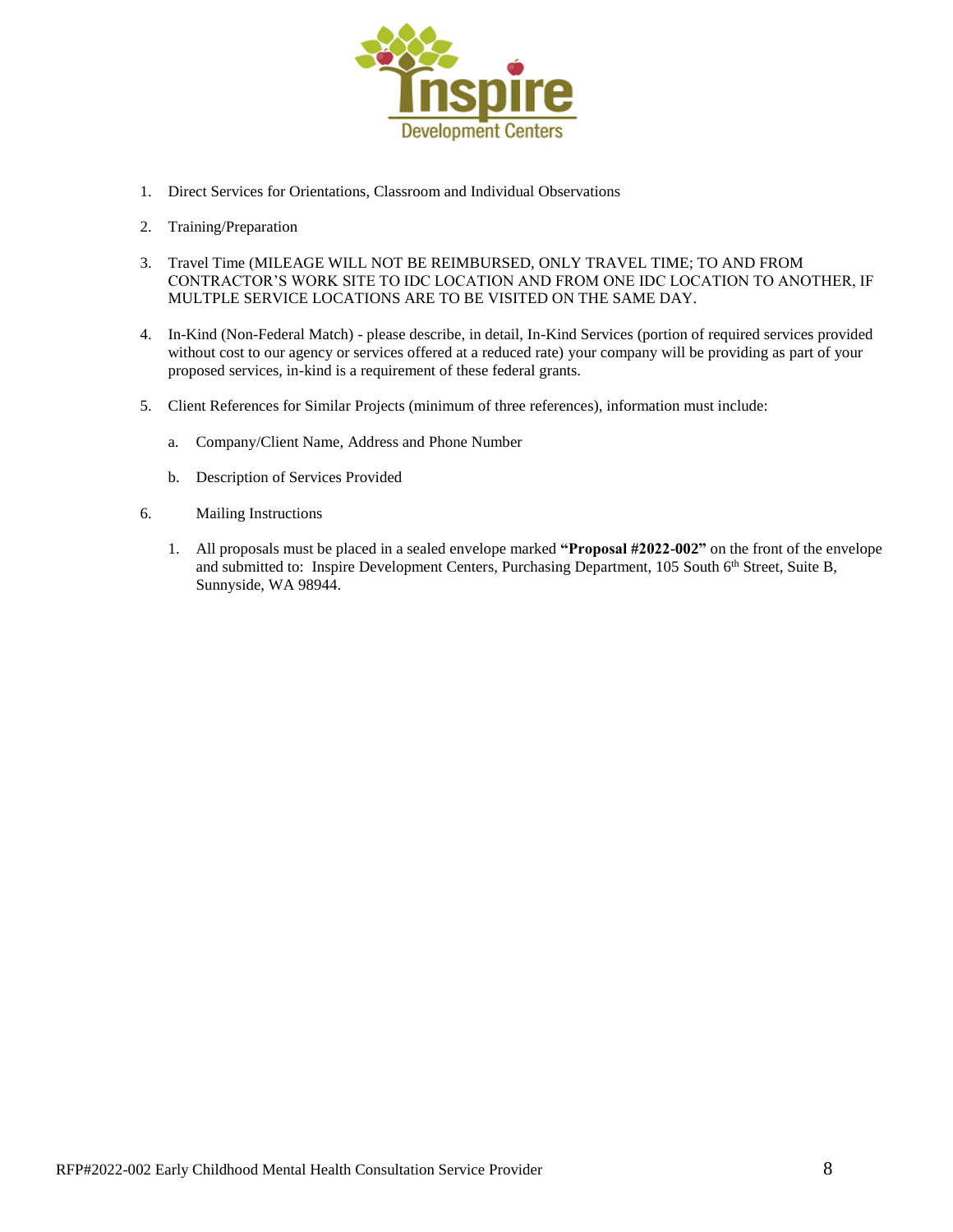1. Direct Services for Orientations, Classroom and Individual Observations

2. Training/Preparation

3. Travel Time (MILEAGE WILL NOT BE REIMBURSED, ONLY TRAVEL TIME; TO AND FROM CONTRACTOR'S WORK SITE TO IDC LOCATION AND FROM ONE IDC LOCATION TO ANOTHER, IF MULTPLE SERVICE LOCATIONS ARE TO BE VISITED ON THE SAME DAY.

4. In-Kind (Non-Federal Match) - please describe, in detail, In-Kind Services (portion of required services provided without cost to our agency or services offered at a reduced rate) your company will be providing as part of your proposed services, in-kind is a requirement of these federal grants.

5. Client References for Similar Projects (minimum of three references), information must include:

   a. Company/Client Name, Address and Phone Number

   b. Description of Services Provided

6. Mailing Instructions

   1. All proposals must be placed in a sealed envelope marked **"Proposal #2022-002"** on the front of the envelope and submitted to: Inspire Development Centers, Purchasing Department, 105 South 6th Street, Suite B, Sunnyside, WA 98944.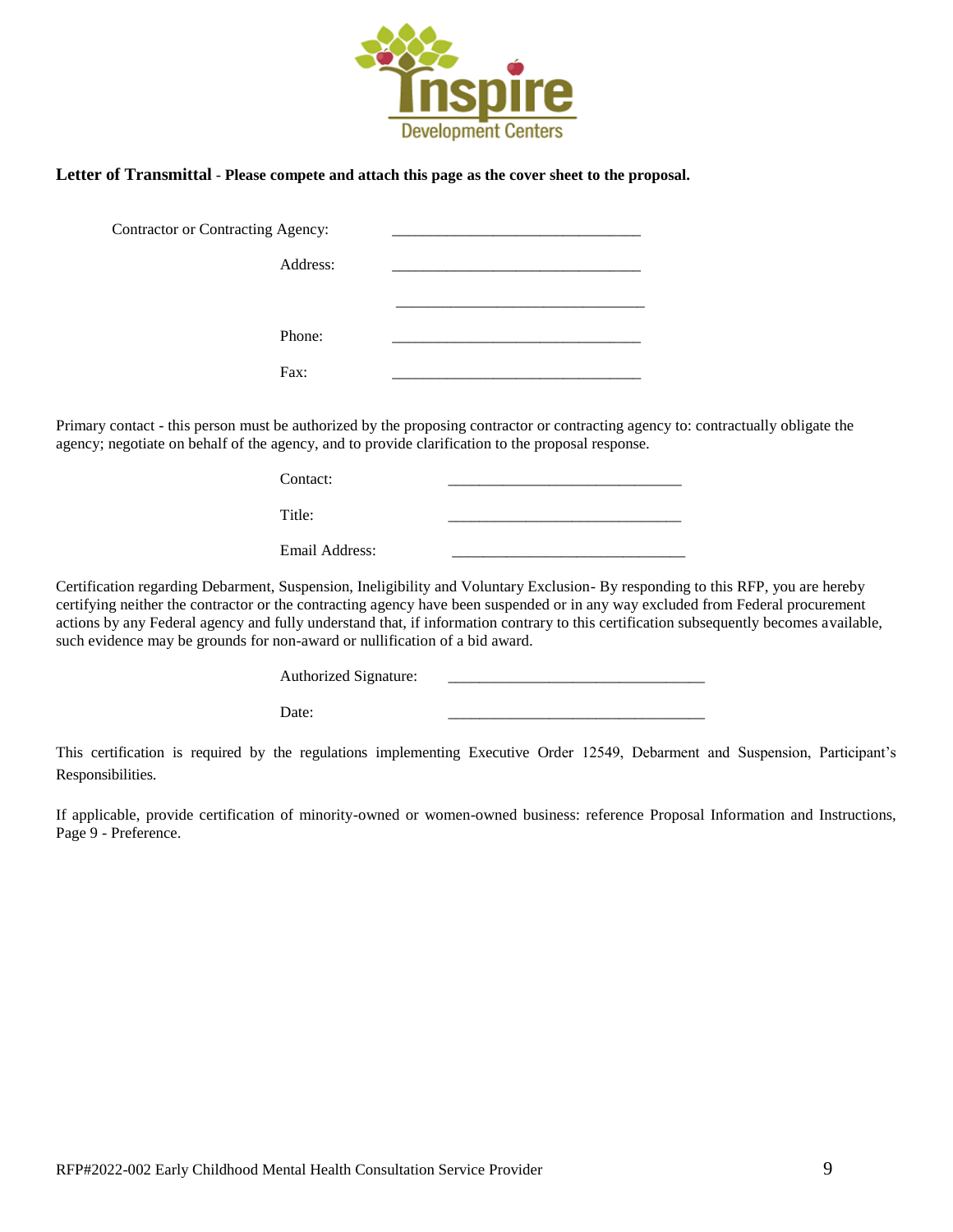**Letter of Transmittal** - **Please compete and attach this page as the cover sheet to the proposal.**

Contractor or Contracting Agency: ______________________________

Address: ______________________________

______________________________

Phone: ______________________________

Fax: ______________________________

Primary contact - this person must be authorized by the proposing contractor or contracting agency to: contractually obligate the agency; negotiate on behalf of the agency, and to provide clarification to the proposal response.

Contact: ____________________________

Title: ____________________________

Email Address: ____________________________

Certification regarding Debarment, Suspension, Ineligibility and Voluntary Exclusion- By responding to this RFP, you are hereby certifying neither the contractor or the contracting agency have been suspended or in any way excluded from Federal procurement actions by any Federal agency and fully understand that, if information contrary to this certification subsequently becomes available, such evidence may be grounds for non-award or nullification of a bid award.

Authorized Signature: ________________________________

Date: ________________________________

This certification is required by the regulations implementing Executive Order 12549, Debarment and Suspension, Participant's Responsibilities.

If applicable, provide certification of minority-owned or women-owned business: reference Proposal Information and Instructions, Page 9 - Preference.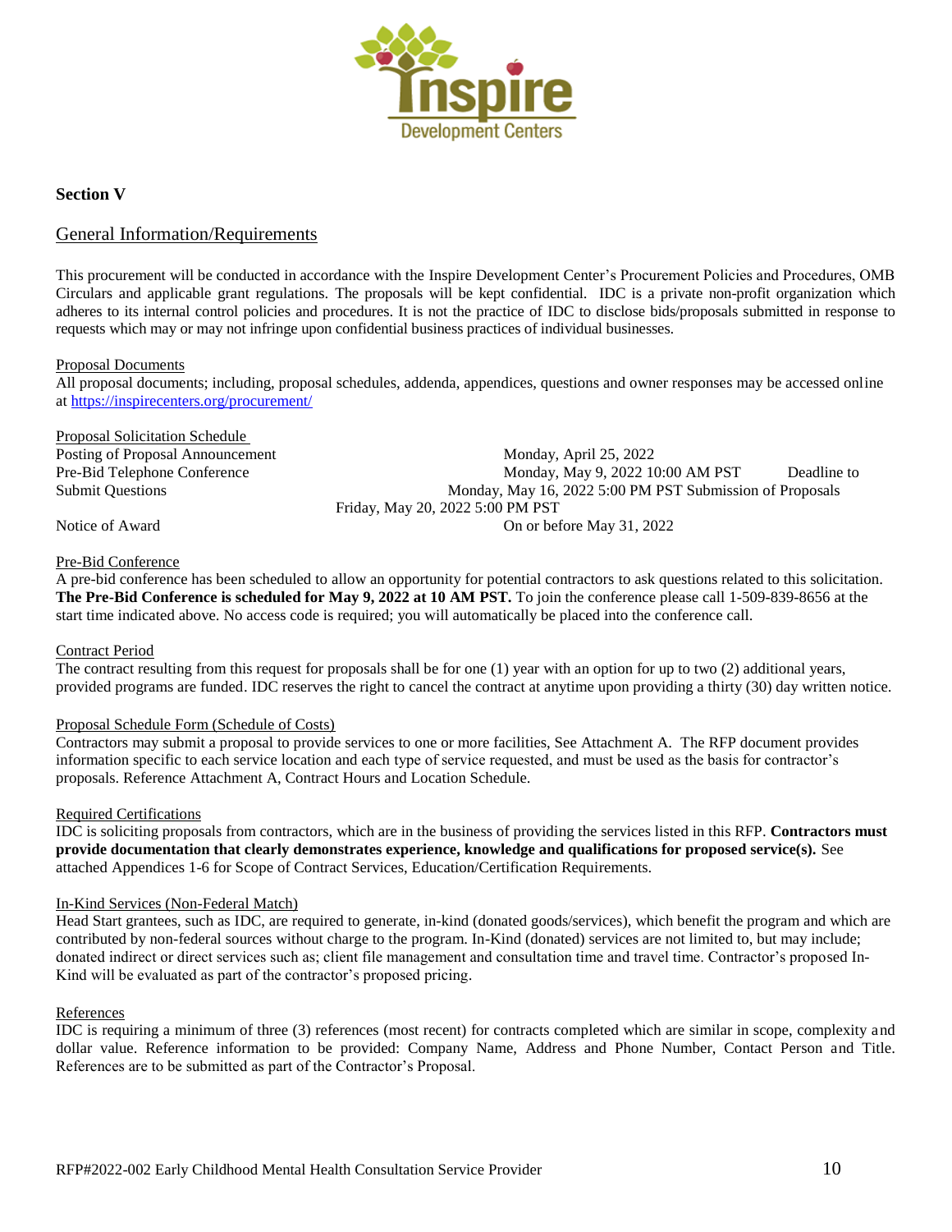## Section V

### General Information/Requirements

This procurement will be conducted in accordance with the Inspire Development Center's Procurement Policies and Procedures, OMB Circulars and applicable grant regulations. The proposals will be kept confidential. IDC is a private non-profit organization which adheres to its internal control policies and procedures. It is not the practice of IDC to disclose bids/proposals submitted in response to requests which may or may not infringe upon confidential business practices of individual businesses.

Proposal Documents

All proposal documents; including, proposal schedules, addenda, appendices, questions and owner responses may be accessed online at https://inspirecenters.org/procurement/

Proposal Solicitation Schedule

| | |
|---|---|
| Posting of Proposal Announcement | Monday, April 25, 2022 |
| Pre-Bid Telephone Conference | Monday, May 9, 2022 10:00 AM PST |
| Deadline to Submit Questions | Monday, May 16, 2022 5:00 PM PST |
| Submission of Proposals | Friday, May 20, 2022 5:00 PM PST |
| Notice of Award | On or before May 31, 2022 |

Pre-Bid Conference

A pre-bid conference has been scheduled to allow an opportunity for potential contractors to ask questions related to this solicitation. **The Pre-Bid Conference is scheduled for May 9, 2022 at 10 AM PST.** To join the conference please call 1-509-839-8656 at the start time indicated above. No access code is required; you will automatically be placed into the conference call.

Contract Period

The contract resulting from this request for proposals shall be for one (1) year with an option for up to two (2) additional years, provided programs are funded. IDC reserves the right to cancel the contract at anytime upon providing a thirty (30) day written notice.

Proposal Schedule Form (Schedule of Costs)

Contractors may submit a proposal to provide services to one or more facilities, See Attachment A. The RFP document provides information specific to each service location and each type of service requested, and must be used as the basis for contractor's proposals. Reference Attachment A, Contract Hours and Location Schedule.

Required Certifications

IDC is soliciting proposals from contractors, which are in the business of providing the services listed in this RFP. **Contractors must provide documentation that clearly demonstrates experience, knowledge and qualifications for proposed service(s).** See attached Appendices 1-6 for Scope of Contract Services, Education/Certification Requirements.

In-Kind Services (Non-Federal Match)

Head Start grantees, such as IDC, are required to generate, in-kind (donated goods/services), which benefit the program and which are contributed by non-federal sources without charge to the program. In-Kind (donated) services are not limited to, but may include; donated indirect or direct services such as; client file management and consultation time and travel time. Contractor's proposed In-Kind will be evaluated as part of the contractor's proposed pricing.

References

IDC is requiring a minimum of three (3) references (most recent) for contracts completed which are similar in scope, complexity and dollar value. Reference information to be provided: Company Name, Address and Phone Number, Contact Person and Title. References are to be submitted as part of the Contractor's Proposal.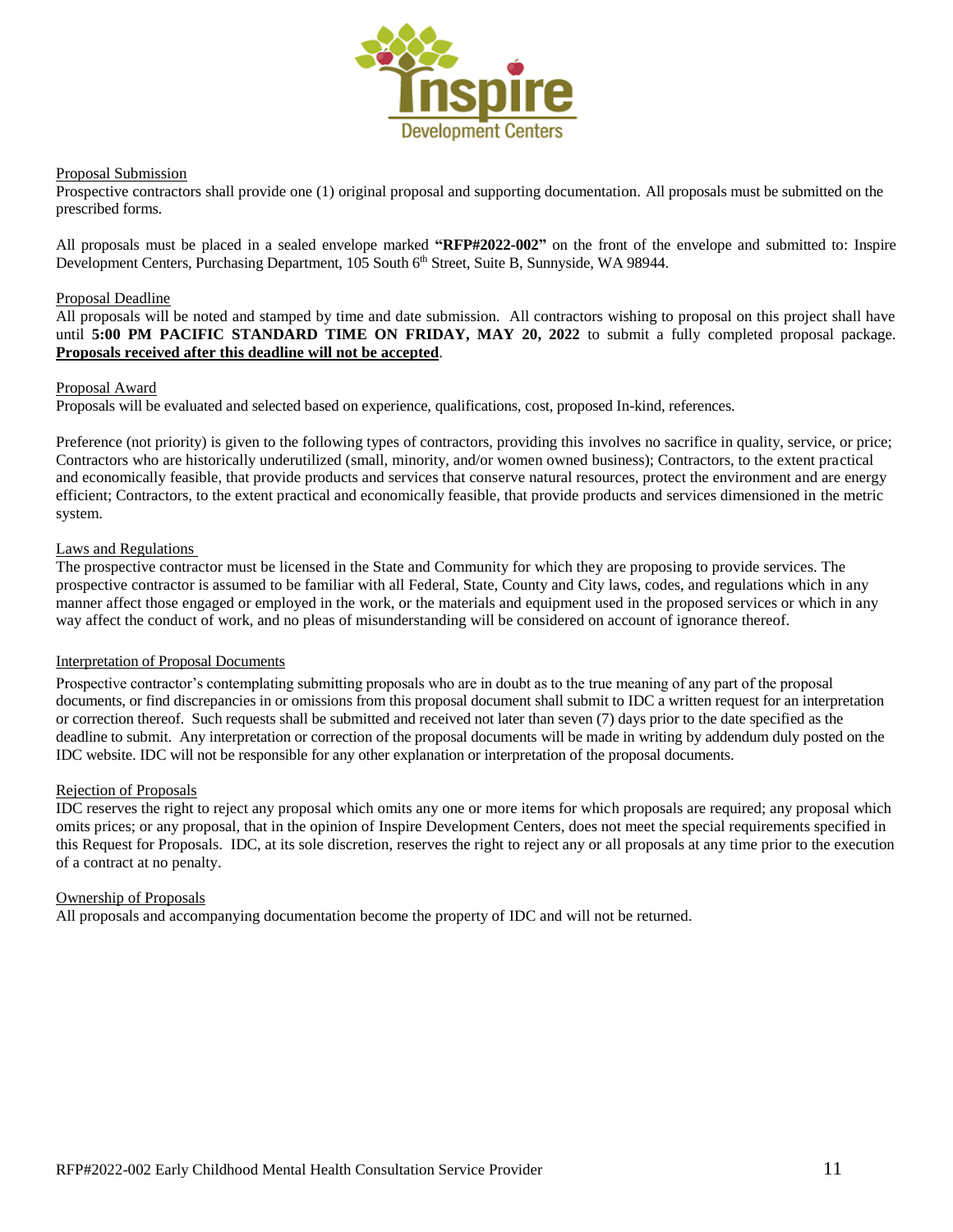Proposal Submission

Prospective contractors shall provide one (1) original proposal and supporting documentation. All proposals must be submitted on the prescribed forms.

All proposals must be placed in a sealed envelope marked **"RFP#2022-002"** on the front of the envelope and submitted to: Inspire Development Centers, Purchasing Department, 105 South 6th Street, Suite B, Sunnyside, WA 98944.

Proposal Deadline

All proposals will be noted and stamped by time and date submission. All contractors wishing to proposal on this project shall have until **5:00 PM PACIFIC STANDARD TIME ON FRIDAY, MAY 20, 2022** to submit a fully completed proposal package. **Proposals received after this deadline will not be accepted**.

Proposal Award

Proposals will be evaluated and selected based on experience, qualifications, cost, proposed In-kind, references.

Preference (not priority) is given to the following types of contractors, providing this involves no sacrifice in quality, service, or price; Contractors who are historically underutilized (small, minority, and/or women owned business); Contractors, to the extent practical and economically feasible, that provide products and services that conserve natural resources, protect the environment and are energy efficient; Contractors, to the extent practical and economically feasible, that provide products and services dimensioned in the metric system.

Laws and Regulations

The prospective contractor must be licensed in the State and Community for which they are proposing to provide services. The prospective contractor is assumed to be familiar with all Federal, State, County and City laws, codes, and regulations which in any manner affect those engaged or employed in the work, or the materials and equipment used in the proposed services or which in any way affect the conduct of work, and no pleas of misunderstanding will be considered on account of ignorance thereof.

Interpretation of Proposal Documents

Prospective contractor's contemplating submitting proposals who are in doubt as to the true meaning of any part of the proposal documents, or find discrepancies in or omissions from this proposal document shall submit to IDC a written request for an interpretation or correction thereof. Such requests shall be submitted and received not later than seven (7) days prior to the date specified as the deadline to submit. Any interpretation or correction of the proposal documents will be made in writing by addendum duly posted on the IDC website. IDC will not be responsible for any other explanation or interpretation of the proposal documents.

Rejection of Proposals

IDC reserves the right to reject any proposal which omits any one or more items for which proposals are required; any proposal which omits prices; or any proposal, that in the opinion of Inspire Development Centers, does not meet the special requirements specified in this Request for Proposals. IDC, at its sole discretion, reserves the right to reject any or all proposals at any time prior to the execution of a contract at no penalty.

Ownership of Proposals

All proposals and accompanying documentation become the property of IDC and will not be returned.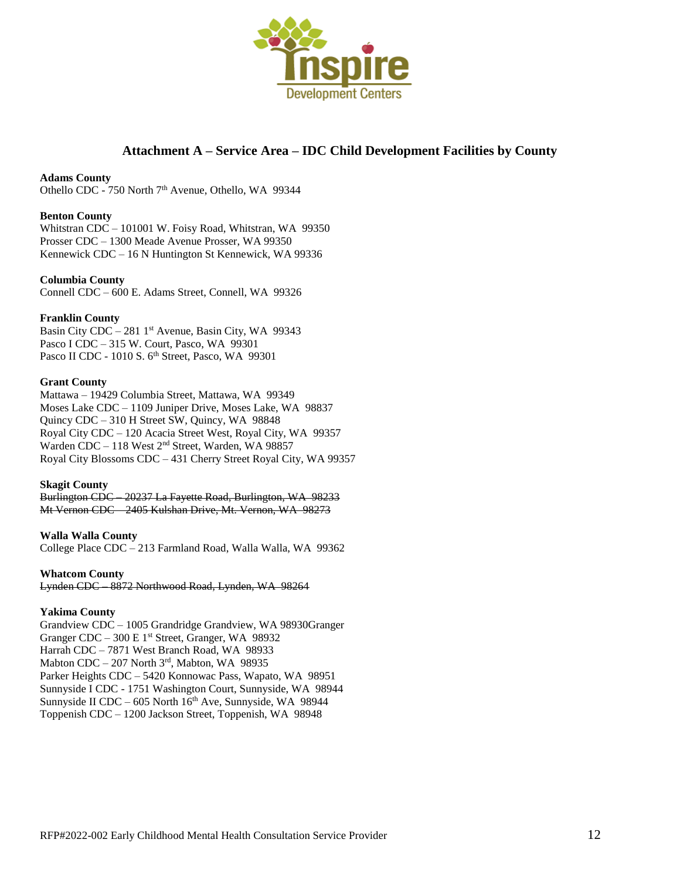## Attachment A – Service Area – IDC Child Development Facilities by County

**Adams County**
Othello CDC - 750 North 7th Avenue, Othello, WA 99344

**Benton County**
Whitstran CDC – 101001 W. Foisy Road, Whitstran, WA 99350
Prosser CDC – 1300 Meade Avenue Prosser, WA 99350
Kennewick CDC – 16 N Huntington St Kennewick, WA 99336

**Columbia County**
Connell CDC – 600 E. Adams Street, Connell, WA 99326

**Franklin County**
Basin City CDC – 281 1st Avenue, Basin City, WA 99343
Pasco I CDC – 315 W. Court, Pasco, WA 99301
Pasco II CDC - 1010 S. 6th Street, Pasco, WA 99301

**Grant County**
Mattawa – 19429 Columbia Street, Mattawa, WA 99349
Moses Lake CDC – 1109 Juniper Drive, Moses Lake, WA 98837
Quincy CDC – 310 H Street SW, Quincy, WA 98848
Royal City CDC – 120 Acacia Street West, Royal City, WA 99357
Warden CDC – 118 West 2nd Street, Warden, WA 98857
Royal City Blossoms CDC – 431 Cherry Street Royal City, WA 99357

**Skagit County**
~~Burlington CDC – 20237 La Fayette Road, Burlington, WA 98233~~
~~Mt Vernon CDC – 2405 Kulshan Drive, Mt. Vernon, WA 98273~~

**Walla Walla County**
College Place CDC – 213 Farmland Road, Walla Walla, WA 99362

**Whatcom County**
~~Lynden CDC – 8872 Northwood Road, Lynden, WA 98264~~

**Yakima County**
Grandview CDC – 1005 Grandridge Grandview, WA 98930Granger
Granger CDC – 300 E 1st Street, Granger, WA 98932
Harrah CDC – 7871 West Branch Road, WA 98933
Mabton CDC – 207 North 3rd, Mabton, WA 98935
Parker Heights CDC – 5420 Konnowac Pass, Wapato, WA 98951
Sunnyside I CDC - 1751 Washington Court, Sunnyside, WA 98944
Sunnyside II CDC – 605 North 16th Ave, Sunnyside, WA 98944
Toppenish CDC – 1200 Jackson Street, Toppenish, WA 98948